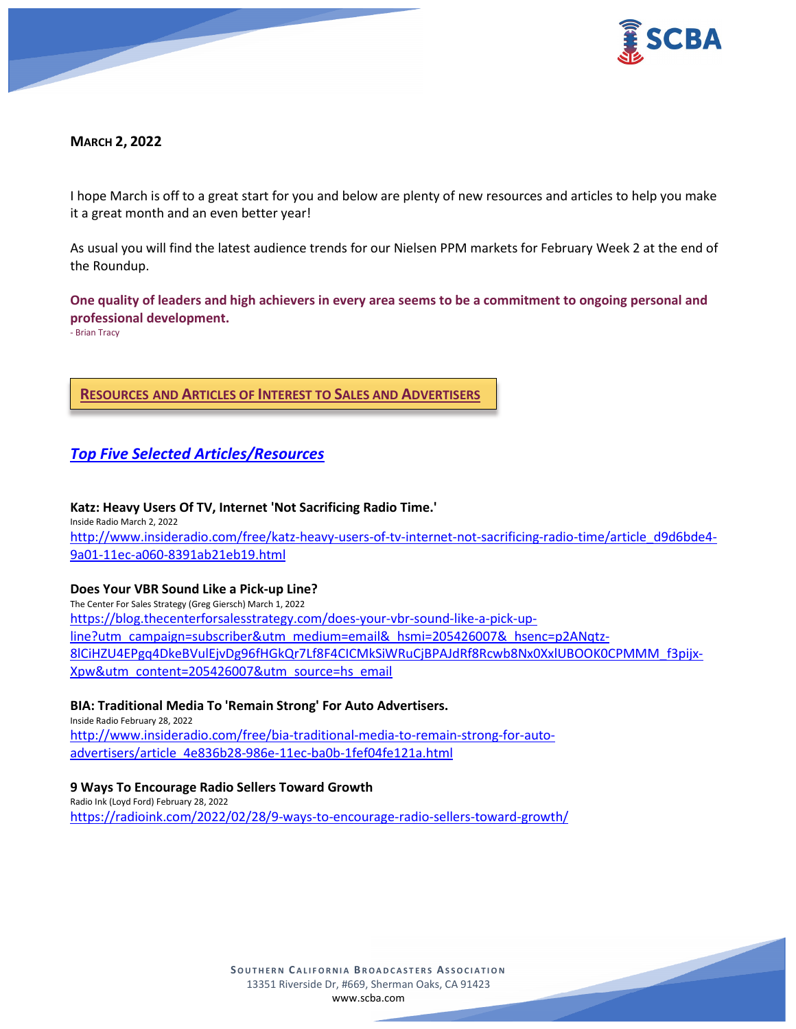**MARCH 2, 2022**

I hope March is off to a great start for you and below are plenty of new resources and articles to help you make it a great month and an even better year!

As usual you will find the latest audience trends for our Nielsen PPM markets for February Week 2 at the end of the Roundup.

**One quality of leaders and high achievers in every area seems to be a commitment to ongoing personal and professional development.**
- Brian Tracy

## RESOURCES AND ARTICLES OF INTEREST TO SALES AND ADVERTISERS

### *Top Five Selected Articles/Resources*

**Katz: Heavy Users Of TV, Internet 'Not Sacrificing Radio Time.'**
Inside Radio March 2, 2022
http://www.insideradio.com/free/katz-heavy-users-of-tv-internet-not-sacrificing-radio-time/article_d9d6bde4-9a01-11ec-a060-8391ab21eb19.html

**Does Your VBR Sound Like a Pick-up Line?**
The Center For Sales Strategy (Greg Giersch) March 1, 2022
https://blog.thecenterforsalesstrategy.com/does-your-vbr-sound-like-a-pick-up-line?utm_campaign=subscriber&utm_medium=email&_hsmi=205426007&_hsenc=p2ANqtz-8lCiHZU4EPgq4DkeBVulEjvDg96fHGkQr7Lf8F4CICMkSiWRuCjBPAJdRf8Rcwb8Nx0XxlUBOOK0CPMMM_f3pijx-Xpw&utm_content=205426007&utm_source=hs_email

**BIA: Traditional Media To 'Remain Strong' For Auto Advertisers.**
Inside Radio February 28, 2022
http://www.insideradio.com/free/bia-traditional-media-to-remain-strong-for-auto-advertisers/article_4e836b28-986e-11ec-ba0b-1fef04fe121a.html

**9 Ways To Encourage Radio Sellers Toward Growth**
Radio Ink (Loyd Ford) February 28, 2022
https://radioink.com/2022/02/28/9-ways-to-encourage-radio-sellers-toward-growth/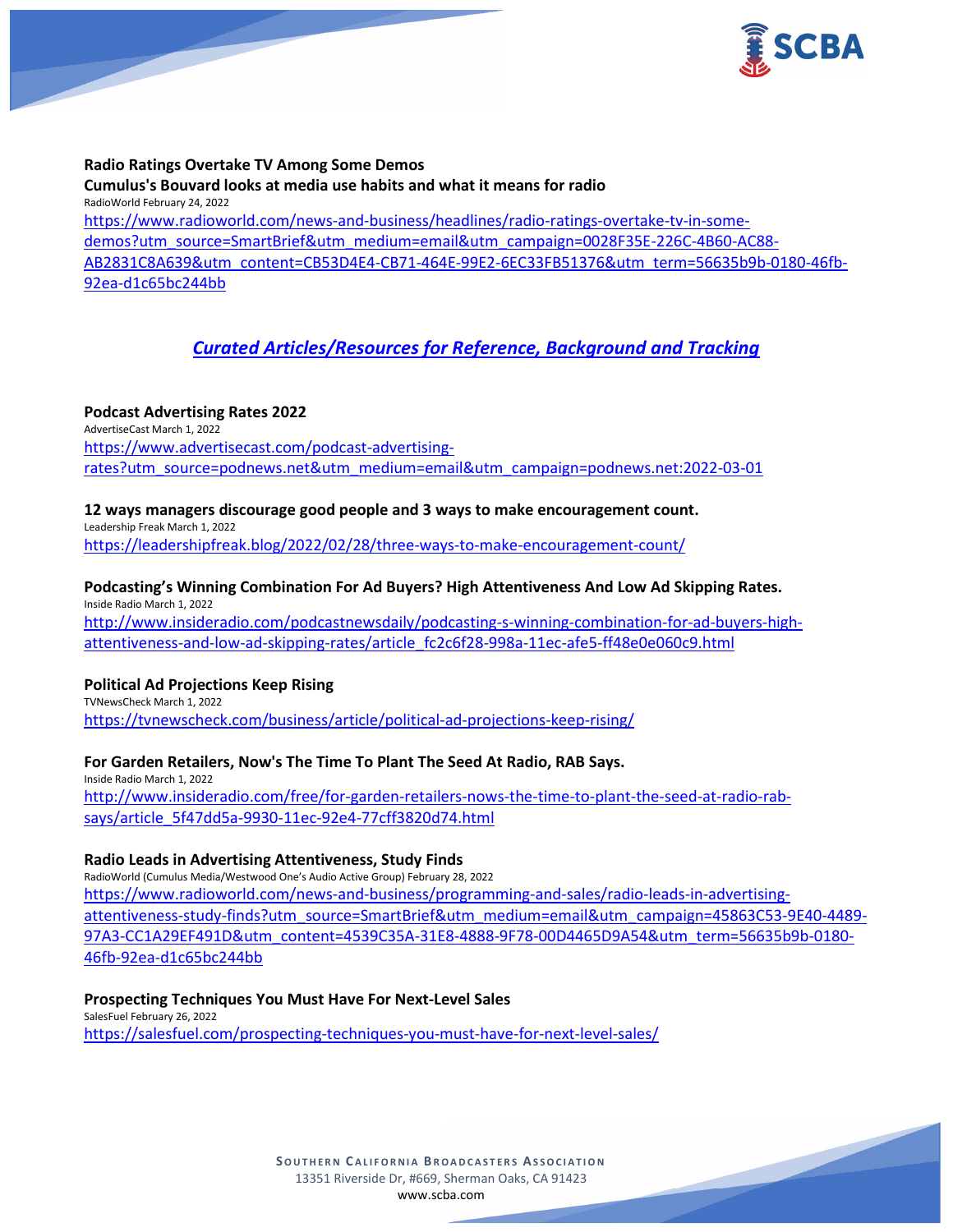**Radio Ratings Overtake TV Among Some Demos**

**Cumulus's Bouvard looks at media use habits and what it means for radio**

RadioWorld February 24, 2022

https://www.radioworld.com/news-and-business/headlines/radio-ratings-overtake-tv-in-some-demos?utm_source=SmartBrief&utm_medium=email&utm_campaign=0028F35E-226C-4B60-AC88-AB2831C8A639&utm_content=CB53D4E4-CB71-464E-99E2-6EC33FB51376&utm_term=56635b9b-0180-46fb-92ea-d1c65bc244bb

## *Curated Articles/Resources for Reference, Background and Tracking*

**Podcast Advertising Rates 2022**

AdvertiseCast March 1, 2022

https://www.advertisecast.com/podcast-advertising-rates?utm_source=podnews.net&utm_medium=email&utm_campaign=podnews.net:2022-03-01

**12 ways managers discourage good people and 3 ways to make encouragement count.**

Leadership Freak March 1, 2022

https://leadershipfreak.blog/2022/02/28/three-ways-to-make-encouragement-count/

**Podcasting's Winning Combination For Ad Buyers? High Attentiveness And Low Ad Skipping Rates.**

Inside Radio March 1, 2022

http://www.insideradio.com/podcastnewsdaily/podcasting-s-winning-combination-for-ad-buyers-high-attentiveness-and-low-ad-skipping-rates/article_fc2c6f28-998a-11ec-afe5-ff48e0e060c9.html

**Political Ad Projections Keep Rising**

TVNewsCheck March 1, 2022

https://tvnewscheck.com/business/article/political-ad-projections-keep-rising/

**For Garden Retailers, Now's The Time To Plant The Seed At Radio, RAB Says.**

Inside Radio March 1, 2022

http://www.insideradio.com/free/for-garden-retailers-nows-the-time-to-plant-the-seed-at-radio-rab-says/article_5f47dd5a-9930-11ec-92e4-77cff3820d74.html

**Radio Leads in Advertising Attentiveness, Study Finds**

RadioWorld (Cumulus Media/Westwood One's Audio Active Group) February 28, 2022

https://www.radioworld.com/news-and-business/programming-and-sales/radio-leads-in-advertising-attentiveness-study-finds?utm_source=SmartBrief&utm_medium=email&utm_campaign=45863C53-9E40-4489-97A3-CC1A29EF491D&utm_content=4539C35A-31E8-4888-9F78-00D4465D9A54&utm_term=56635b9b-0180-46fb-92ea-d1c65bc244bb

**Prospecting Techniques You Must Have For Next-Level Sales**

SalesFuel February 26, 2022

https://salesfuel.com/prospecting-techniques-you-must-have-for-next-level-sales/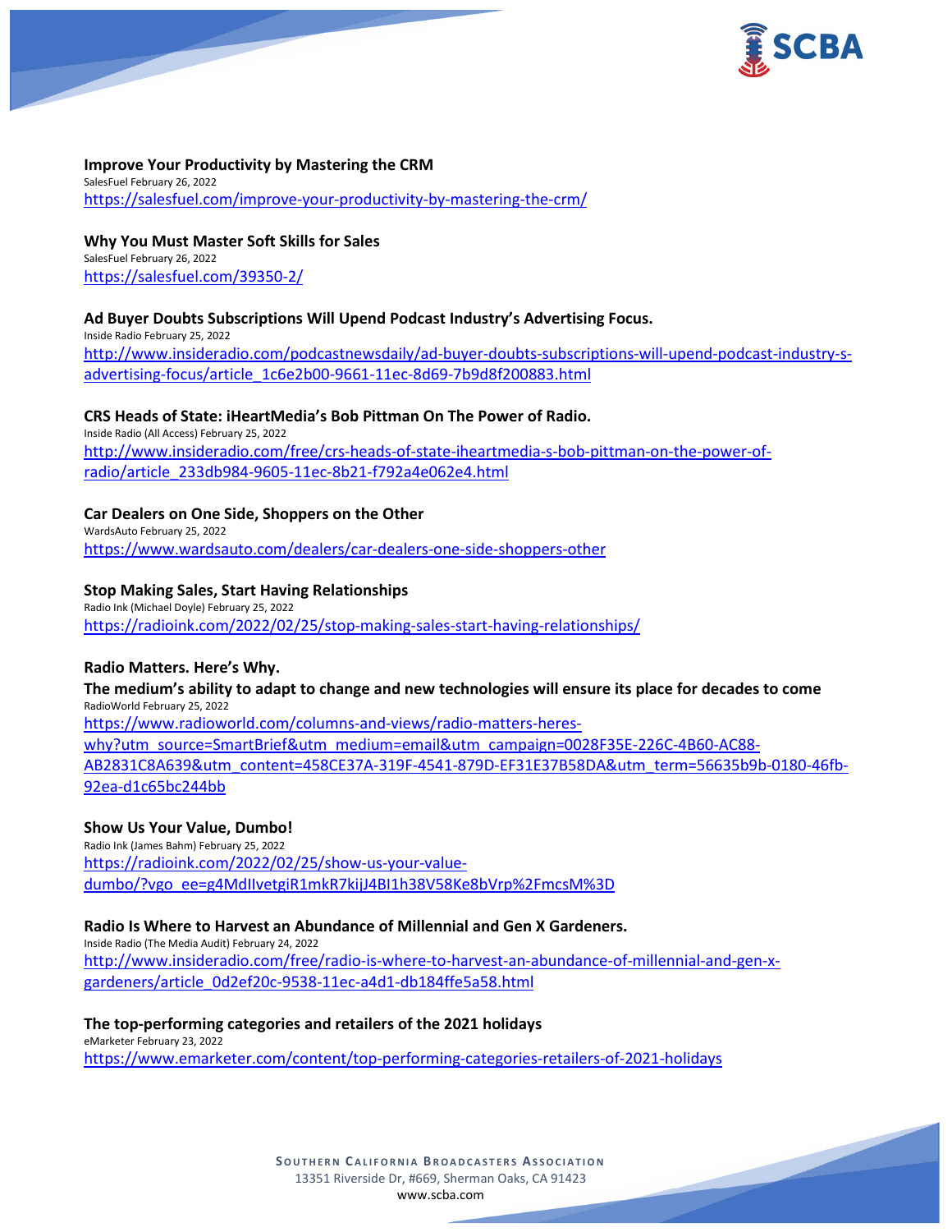**Improve Your Productivity by Mastering the CRM**
SalesFuel February 26, 2022
https://salesfuel.com/improve-your-productivity-by-mastering-the-crm/

**Why You Must Master Soft Skills for Sales**
SalesFuel February 26, 2022
https://salesfuel.com/39350-2/

**Ad Buyer Doubts Subscriptions Will Upend Podcast Industry's Advertising Focus.**
Inside Radio February 25, 2022
http://www.insideradio.com/podcastnewsdaily/ad-buyer-doubts-subscriptions-will-upend-podcast-industry-s-advertising-focus/article_1c6e2b00-9661-11ec-8d69-7b9d8f200883.html

**CRS Heads of State: iHeartMedia's Bob Pittman On The Power of Radio.**
Inside Radio (All Access) February 25, 2022
http://www.insideradio.com/free/crs-heads-of-state-iheartmedia-s-bob-pittman-on-the-power-of-radio/article_233db984-9605-11ec-8b21-f792a4e062e4.html

**Car Dealers on One Side, Shoppers on the Other**
WardsAuto February 25, 2022
https://www.wardsauto.com/dealers/car-dealers-one-side-shoppers-other

**Stop Making Sales, Start Having Relationships**
Radio Ink (Michael Doyle) February 25, 2022
https://radioink.com/2022/02/25/stop-making-sales-start-having-relationships/

**Radio Matters. Here's Why.**
**The medium's ability to adapt to change and new technologies will ensure its place for decades to come**
RadioWorld February 25, 2022
https://www.radioworld.com/columns-and-views/radio-matters-heres-why?utm_source=SmartBrief&utm_medium=email&utm_campaign=0028F35E-226C-4B60-AC88-AB2831C8A639&utm_content=458CE37A-319F-4541-879D-EF31E37B58DA&utm_term=56635b9b-0180-46fb-92ea-d1c65bc244bb

**Show Us Your Value, Dumbo!**
Radio Ink (James Bahm) February 25, 2022
https://radioink.com/2022/02/25/show-us-your-value-dumbo/?vgo_ee=g4MdIIvetgiR1mkR7kijJ4BI1h38V58Ke8bVrp%2FmcsM%3D

**Radio Is Where to Harvest an Abundance of Millennial and Gen X Gardeners.**
Inside Radio (The Media Audit) February 24, 2022
http://www.insideradio.com/free/radio-is-where-to-harvest-an-abundance-of-millennial-and-gen-x-gardeners/article_0d2ef20c-9538-11ec-a4d1-db184ffe5a58.html

**The top-performing categories and retailers of the 2021 holidays**
eMarketer February 23, 2022
https://www.emarketer.com/content/top-performing-categories-retailers-of-2021-holidays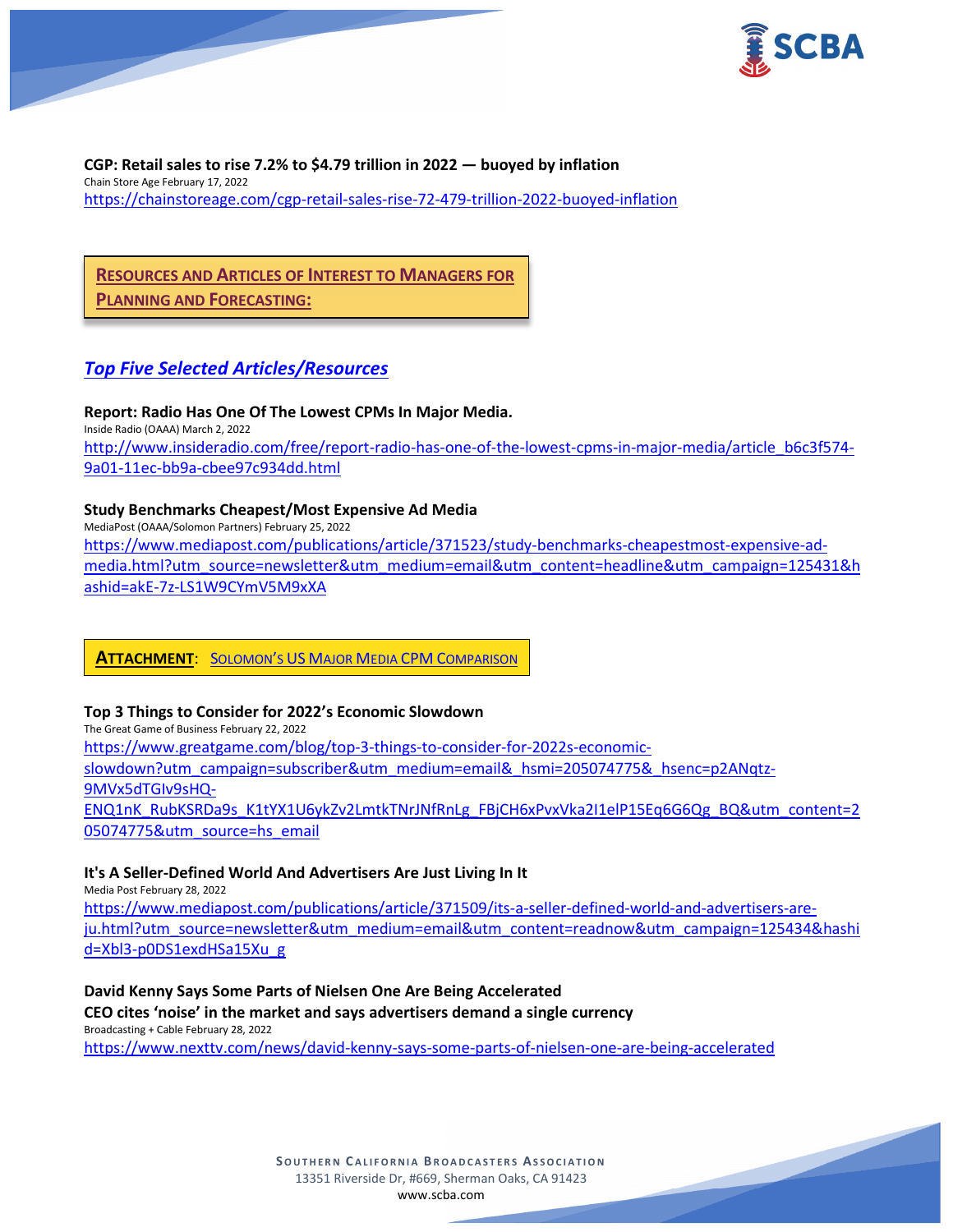**CGP: Retail sales to rise 7.2% to $4.79 trillion in 2022 — buoyed by inflation**
Chain Store Age February 17, 2022
https://chainstoreage.com/cgp-retail-sales-rise-72-479-trillion-2022-buoyed-inflation

## Resources and Articles of Interest to Managers for Planning and Forecasting:

### *Top Five Selected Articles/Resources*

**Report: Radio Has One Of The Lowest CPMs In Major Media.**
Inside Radio (OAAA) March 2, 2022
http://www.insideradio.com/free/report-radio-has-one-of-the-lowest-cpms-in-major-media/article_b6c3f574-9a01-11ec-bb9a-cbee97c934dd.html

**Study Benchmarks Cheapest/Most Expensive Ad Media**
MediaPost (OAAA/Solomon Partners) February 25, 2022
https://www.mediapost.com/publications/article/371523/study-benchmarks-cheapestmost-expensive-ad-media.html?utm_source=newsletter&utm_medium=email&utm_content=headline&utm_campaign=125431&hashid=akE-7z-LS1W9CYmV5M9xXA

**Attachment**: Solomon's US Major Media CPM Comparison

**Top 3 Things to Consider for 2022's Economic Slowdown**
The Great Game of Business February 22, 2022
https://www.greatgame.com/blog/top-3-things-to-consider-for-2022s-economic-slowdown?utm_campaign=subscriber&utm_medium=email&_hsmi=205074775&_hsenc=p2ANqtz-9MVx5dTGIv9sHQ-ENQ1nK_RubKSRDa9s_K1tYX1U6ykZv2LmtkTNrJNfRnLg_FBjCH6xPvxVka2I1elP15Eq6G6Qg_BQ&utm_content=205074775&utm_source=hs_email

**It's A Seller-Defined World And Advertisers Are Just Living In It**
Media Post February 28, 2022
https://www.mediapost.com/publications/article/371509/its-a-seller-defined-world-and-advertisers-are-ju.html?utm_source=newsletter&utm_medium=email&utm_content=readnow&utm_campaign=125434&hashid=Xbl3-p0DS1exdHSa15Xu_g

**David Kenny Says Some Parts of Nielsen One Are Being Accelerated**
**CEO cites 'noise' in the market and says advertisers demand a single currency**
Broadcasting + Cable February 28, 2022
https://www.nexttv.com/news/david-kenny-says-some-parts-of-nielsen-one-are-being-accelerated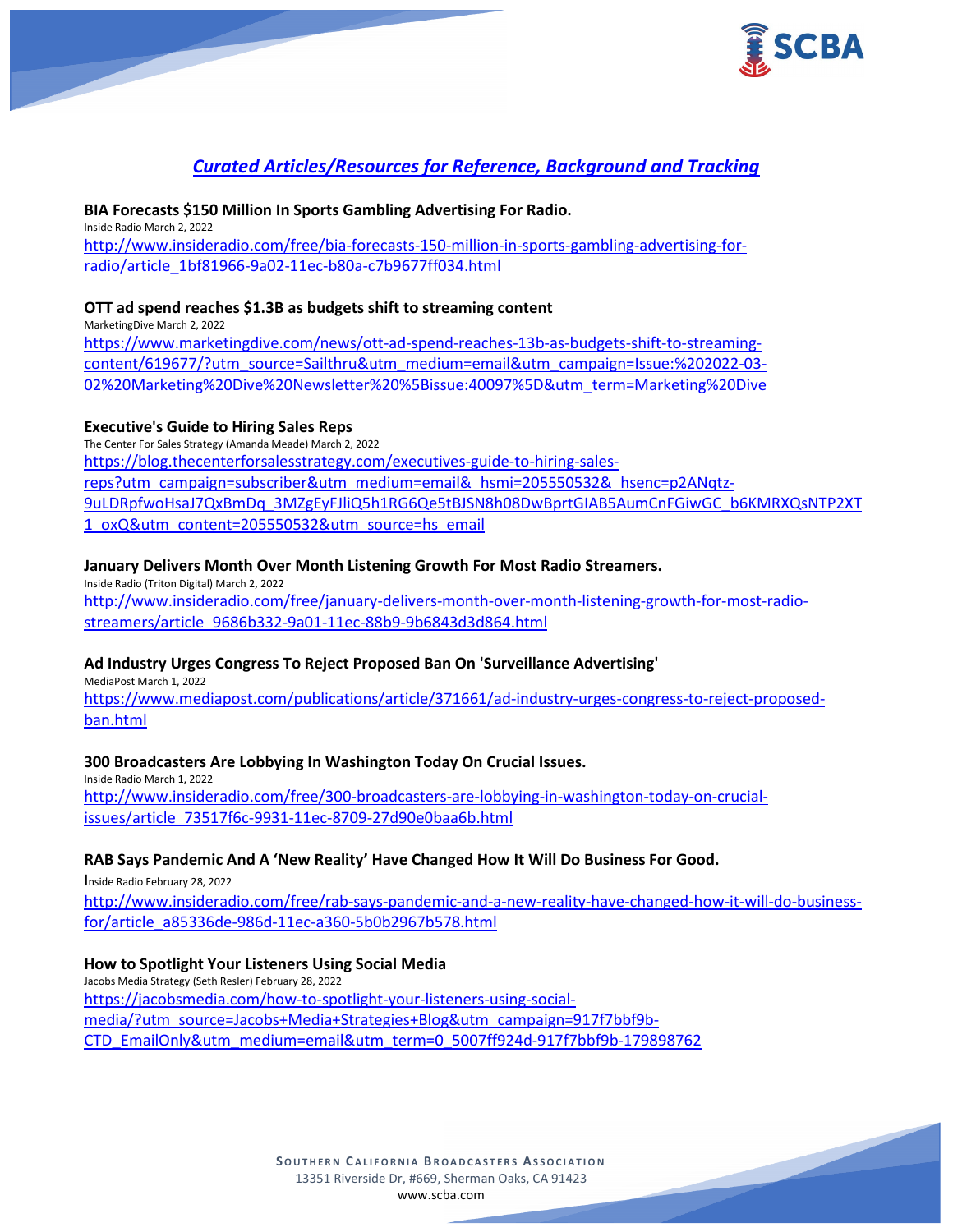## *Curated Articles/Resources for Reference, Background and Tracking*

**BIA Forecasts $150 Million In Sports Gambling Advertising For Radio.**
Inside Radio March 2, 2022
http://www.insideradio.com/free/bia-forecasts-150-million-in-sports-gambling-advertising-for-radio/article_1bf81966-9a02-11ec-b80a-c7b9677ff034.html

**OTT ad spend reaches $1.3B as budgets shift to streaming content**
MarketingDive March 2, 2022
https://www.marketingdive.com/news/ott-ad-spend-reaches-13b-as-budgets-shift-to-streaming-content/619677/?utm_source=Sailthru&utm_medium=email&utm_campaign=Issue:%202022-03-02%20Marketing%20Dive%20Newsletter%20%5Bissue:40097%5D&utm_term=Marketing%20Dive

**Executive's Guide to Hiring Sales Reps**
The Center For Sales Strategy (Amanda Meade) March 2, 2022
https://blog.thecenterforsalesstrategy.com/executives-guide-to-hiring-sales-reps?utm_campaign=subscriber&utm_medium=email&_hsmi=205550532&_hsenc=p2ANqtz-9uLDRpfwoHsaJ7QxBmDq_3MZgEyFJliQ5h1RG6Qe5tBJSN8h08DwBprtGIAB5AumCnFGiwGC_b6KMRXQsNTP2XT1_oxQ&utm_content=205550532&utm_source=hs_email

**January Delivers Month Over Month Listening Growth For Most Radio Streamers.**
Inside Radio (Triton Digital) March 2, 2022
http://www.insideradio.com/free/january-delivers-month-over-month-listening-growth-for-most-radio-streamers/article_9686b332-9a01-11ec-88b9-9b6843d3d864.html

**Ad Industry Urges Congress To Reject Proposed Ban On 'Surveillance Advertising'**
MediaPost March 1, 2022
https://www.mediapost.com/publications/article/371661/ad-industry-urges-congress-to-reject-proposed-ban.html

**300 Broadcasters Are Lobbying In Washington Today On Crucial Issues.**
Inside Radio March 1, 2022
http://www.insideradio.com/free/300-broadcasters-are-lobbying-in-washington-today-on-crucial-issues/article_73517f6c-9931-11ec-8709-27d90e0baa6b.html

**RAB Says Pandemic And A 'New Reality' Have Changed How It Will Do Business For Good.**
Inside Radio February 28, 2022
http://www.insideradio.com/free/rab-says-pandemic-and-a-new-reality-have-changed-how-it-will-do-business-for/article_a85336de-986d-11ec-a360-5b0b2967b578.html

**How to Spotlight Your Listeners Using Social Media**
Jacobs Media Strategy (Seth Resler) February 28, 2022
https://jacobsmedia.com/how-to-spotlight-your-listeners-using-social-media/?utm_source=Jacobs+Media+Strategies+Blog&utm_campaign=917f7bbf9b-CTD_EmailOnly&utm_medium=email&utm_term=0_5007ff924d-917f7bbf9b-179898762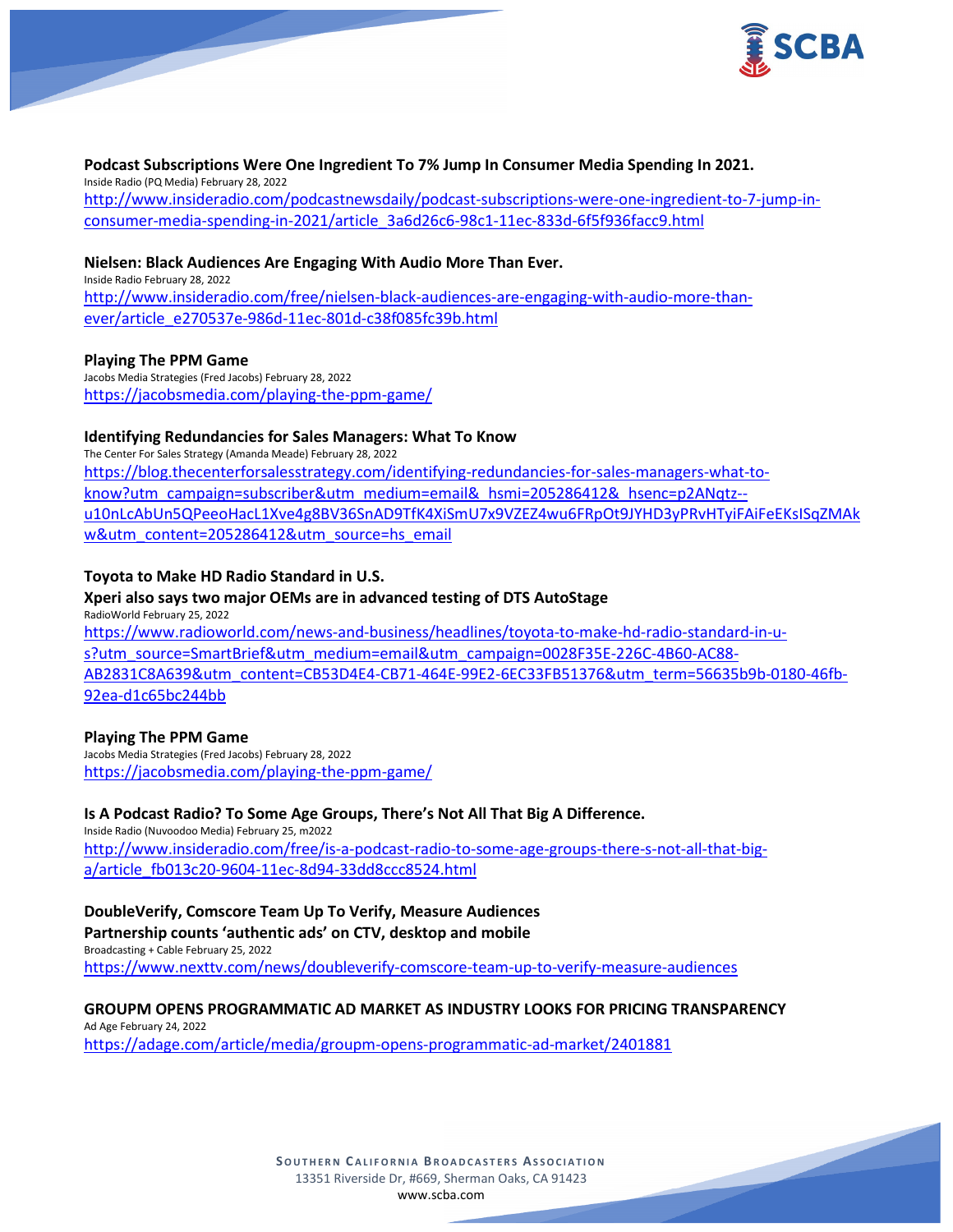**Podcast Subscriptions Were One Ingredient To 7% Jump In Consumer Media Spending In 2021.**
Inside Radio (PQ Media) February 28, 2022
http://www.insideradio.com/podcastnewsdaily/podcast-subscriptions-were-one-ingredient-to-7-jump-in-consumer-media-spending-in-2021/article_3a6d26c6-98c1-11ec-833d-6f5f936facc9.html

**Nielsen: Black Audiences Are Engaging With Audio More Than Ever.**
Inside Radio February 28, 2022
http://www.insideradio.com/free/nielsen-black-audiences-are-engaging-with-audio-more-than-ever/article_e270537e-986d-11ec-801d-c38f085fc39b.html

**Playing The PPM Game**
Jacobs Media Strategies (Fred Jacobs) February 28, 2022
https://jacobsmedia.com/playing-the-ppm-game/

**Identifying Redundancies for Sales Managers: What To Know**
The Center For Sales Strategy (Amanda Meade) February 28, 2022
https://blog.thecenterforsalesstrategy.com/identifying-redundancies-for-sales-managers-what-to-know?utm_campaign=subscriber&utm_medium=email&_hsmi=205286412&_hsenc=p2ANqtz--u10nLcAbUn5QPeeoHacL1Xve4g8BV36SnAD9TfK4XiSmU7x9VZEZ4wu6FRpOt9JYHD3yPRvHTyiFAiFeEKsISqZMAkw&utm_content=205286412&utm_source=hs_email

**Toyota to Make HD Radio Standard in U.S.**
**Xperi also says two major OEMs are in advanced testing of DTS AutoStage**
RadioWorld February 25, 2022
https://www.radioworld.com/news-and-business/headlines/toyota-to-make-hd-radio-standard-in-u-s?utm_source=SmartBrief&utm_medium=email&utm_campaign=0028F35E-226C-4B60-AC88-AB2831C8A639&utm_content=CB53D4E4-CB71-464E-99E2-6EC33FB51376&utm_term=56635b9b-0180-46fb-92ea-d1c65bc244bb

**Playing The PPM Game**
Jacobs Media Strategies (Fred Jacobs) February 28, 2022
https://jacobsmedia.com/playing-the-ppm-game/

**Is A Podcast Radio? To Some Age Groups, There's Not All That Big A Difference.**
Inside Radio (Nuvoodoo Media) February 25, m2022
http://www.insideradio.com/free/is-a-podcast-radio-to-some-age-groups-there-s-not-all-that-big-a/article_fb013c20-9604-11ec-8d94-33dd8ccc8524.html

**DoubleVerify, Comscore Team Up To Verify, Measure Audiences**
**Partnership counts 'authentic ads' on CTV, desktop and mobile**
Broadcasting + Cable February 25, 2022
https://www.nexttv.com/news/doubleverify-comscore-team-up-to-verify-measure-audiences

**GROUPM OPENS PROGRAMMATIC AD MARKET AS INDUSTRY LOOKS FOR PRICING TRANSPARENCY**
Ad Age February 24, 2022
https://adage.com/article/media/groupm-opens-programmatic-ad-market/2401881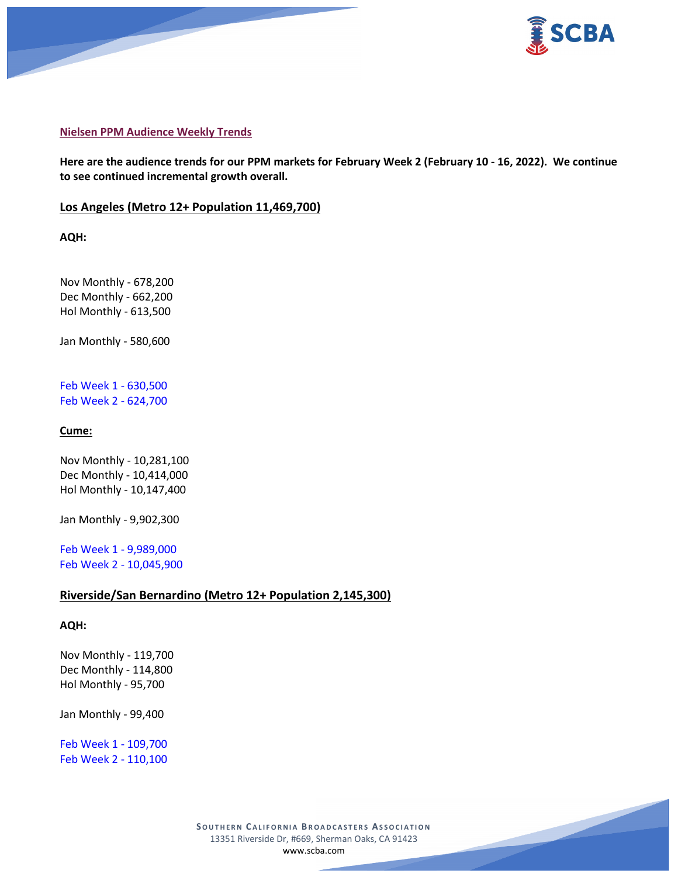**Nielsen PPM Audience Weekly Trends**

**Here are the audience trends for our PPM markets for February Week 2 (February 10 - 16, 2022). We continue to see continued incremental growth overall.**

## Los Angeles (Metro 12+ Population 11,469,700)

**AQH:**

Nov Monthly - 678,200
Dec Monthly - 662,200
Hol Monthly - 613,500

Jan Monthly - 580,600

Feb Week 1 - 630,500
Feb Week 2 - 624,700

**Cume:**

Nov Monthly - 10,281,100
Dec Monthly - 10,414,000
Hol Monthly - 10,147,400

Jan Monthly - 9,902,300

Feb Week 1 - 9,989,000
Feb Week 2 - 10,045,900

## Riverside/San Bernardino (Metro 12+ Population 2,145,300)

**AQH:**

Nov Monthly - 119,700
Dec Monthly - 114,800
Hol Monthly - 95,700

Jan Monthly - 99,400

Feb Week 1 - 109,700
Feb Week 2 - 110,100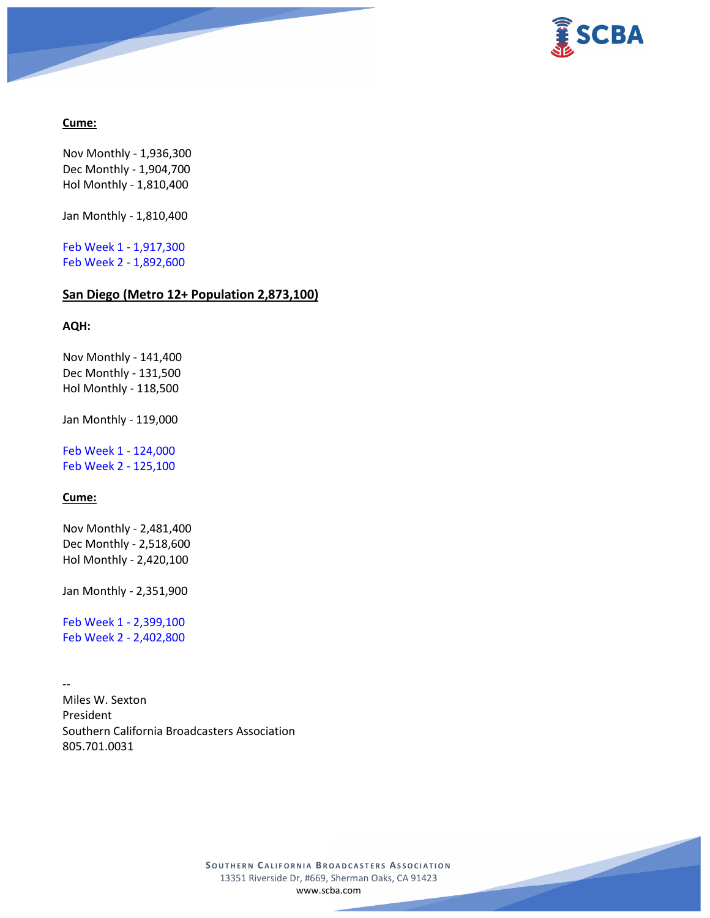**Cume:**

Nov Monthly - 1,936,300
Dec Monthly - 1,904,700
Hol Monthly - 1,810,400

Jan Monthly - 1,810,400

Feb Week 1 - 1,917,300
Feb Week 2 - 1,892,600

## San Diego (Metro 12+ Population 2,873,100)

**AQH:**

Nov Monthly - 141,400
Dec Monthly - 131,500
Hol Monthly - 118,500

Jan Monthly - 119,000

Feb Week 1 - 124,000
Feb Week 2 - 125,100

**Cume:**

Nov Monthly - 2,481,400
Dec Monthly - 2,518,600
Hol Monthly - 2,420,100

Jan Monthly - 2,351,900

Feb Week 1 - 2,399,100
Feb Week 2 - 2,402,800

--
Miles W. Sexton
President
Southern California Broadcasters Association
805.701.0031